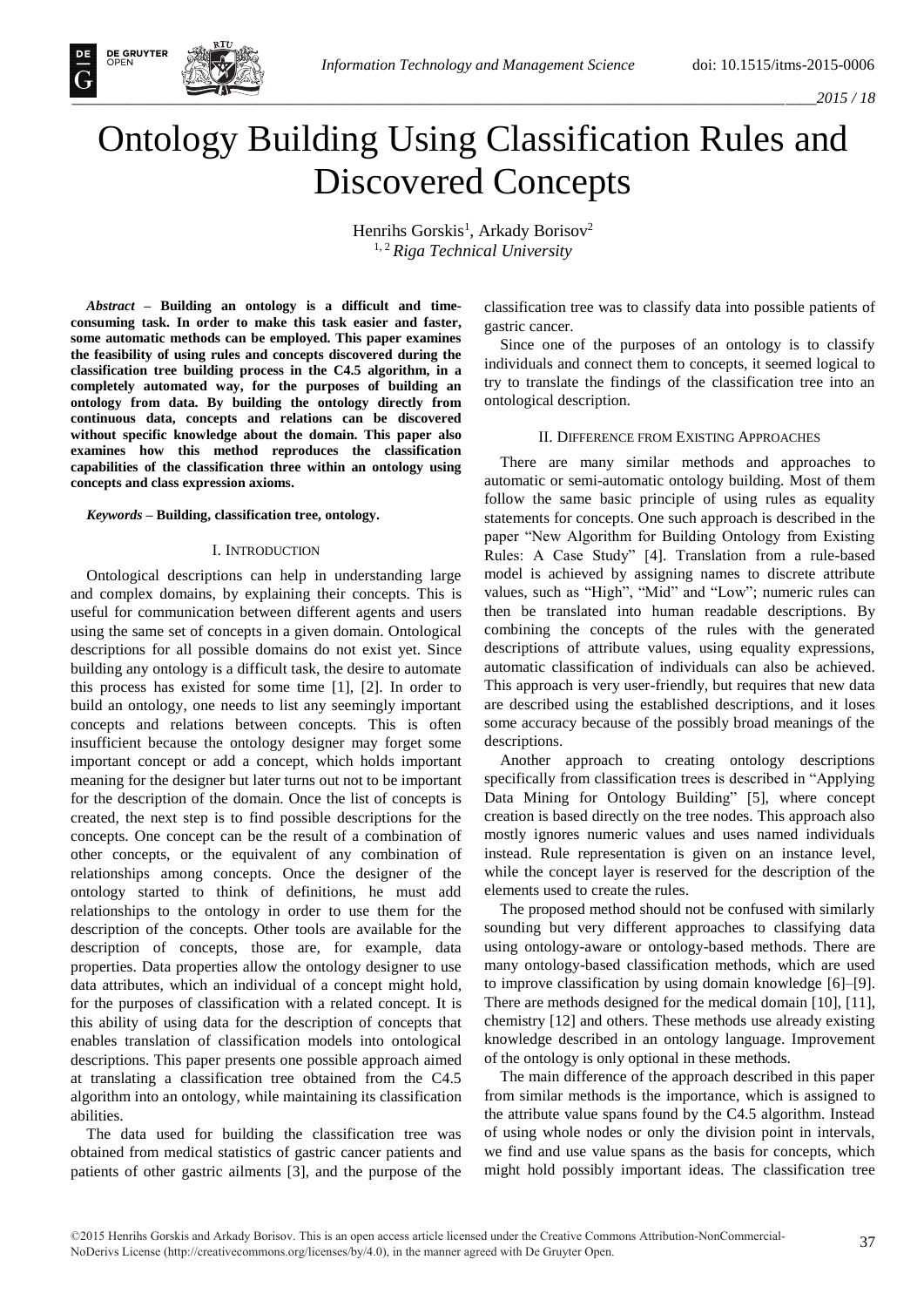# Ontology Building Using Classification Rules and Discovered Concepts

Henrihs Gorskis[1], Arkady Borisov[2]
[1, 2] *Riga Technical University*

***Abstract* – Building an ontology is a difficult and time-consuming task. In order to make this task easier and faster, some automatic methods can be employed. This paper examines the feasibility of using rules and concepts discovered during the classification tree building process in the C4.5 algorithm, in a completely automated way, for the purposes of building an ontology from data. By building the ontology directly from continuous data, concepts and relations can be discovered without specific knowledge about the domain. This paper also examines how this method reproduces the classification capabilities of the classification three within an ontology using concepts and class expression axioms.**

***Keywords* – Building, classification tree, ontology.**

## I. Introduction

Ontological descriptions can help in understanding large and complex domains, by explaining their concepts. This is useful for communication between different agents and users using the same set of concepts in a given domain. Ontological descriptions for all possible domains do not exist yet. Since building any ontology is a difficult task, the desire to automate this process has existed for some time [1], [2]. In order to build an ontology, one needs to list any seemingly important concepts and relations between concepts. This is often insufficient because the ontology designer may forget some important concept or add a concept, which holds important meaning for the designer but later turns out not to be important for the description of the domain. Once the list of concepts is created, the next step is to find possible descriptions for the concepts. One concept can be the result of a combination of other concepts, or the equivalent of any combination of relationships among concepts. Once the designer of the ontology started to think of definitions, he must add relationships to the ontology in order to use them for the description of the concepts. Other tools are available for the description of concepts, those are, for example, data properties. Data properties allow the ontology designer to use data attributes, which an individual of a concept might hold, for the purposes of classification with a related concept. It is this ability of using data for the description of concepts that enables translation of classification models into ontological descriptions. This paper presents one possible approach aimed at translating a classification tree obtained from the C4.5 algorithm into an ontology, while maintaining its classification abilities.

The data used for building the classification tree was obtained from medical statistics of gastric cancer patients and patients of other gastric ailments [3], and the purpose of the classification tree was to classify data into possible patients of gastric cancer.

Since one of the purposes of an ontology is to classify individuals and connect them to concepts, it seemed logical to try to translate the findings of the classification tree into an ontological description.

## II. Difference from Existing Approaches

There are many similar methods and approaches to automatic or semi-automatic ontology building. Most of them follow the same basic principle of using rules as equality statements for concepts. One such approach is described in the paper "New Algorithm for Building Ontology from Existing Rules: A Case Study" [4]. Translation from a rule-based model is achieved by assigning names to discrete attribute values, such as "High", "Mid" and "Low"; numeric rules can then be translated into human readable descriptions. By combining the concepts of the rules with the generated descriptions of attribute values, using equality expressions, automatic classification of individuals can also be achieved. This approach is very user-friendly, but requires that new data are described using the established descriptions, and it loses some accuracy because of the possibly broad meanings of the descriptions.

Another approach to creating ontology descriptions specifically from classification trees is described in "Applying Data Mining for Ontology Building" [5], where concept creation is based directly on the tree nodes. This approach also mostly ignores numeric values and uses named individuals instead. Rule representation is given on an instance level, while the concept layer is reserved for the description of the elements used to create the rules.

The proposed method should not be confused with similarly sounding but very different approaches to classifying data using ontology-aware or ontology-based methods. There are many ontology-based classification methods, which are used to improve classification by using domain knowledge [6]–[9]. There are methods designed for the medical domain [10], [11], chemistry [12] and others. These methods use already existing knowledge described in an ontology language. Improvement of the ontology is only optional in these methods.

The main difference of the approach described in this paper from similar methods is the importance, which is assigned to the attribute value spans found by the C4.5 algorithm. Instead of using whole nodes or only the division point in intervals, we find and use value spans as the basis for concepts, which might hold possibly important ideas. The classification tree

©2015 Henrihs Gorskis and Arkady Borisov. This is an open access article licensed under the Creative Commons Attribution-NonCommercial-NoDerivs License (http://creativecommons.org/licenses/by/4.0), in the manner agreed with De Gruyter Open.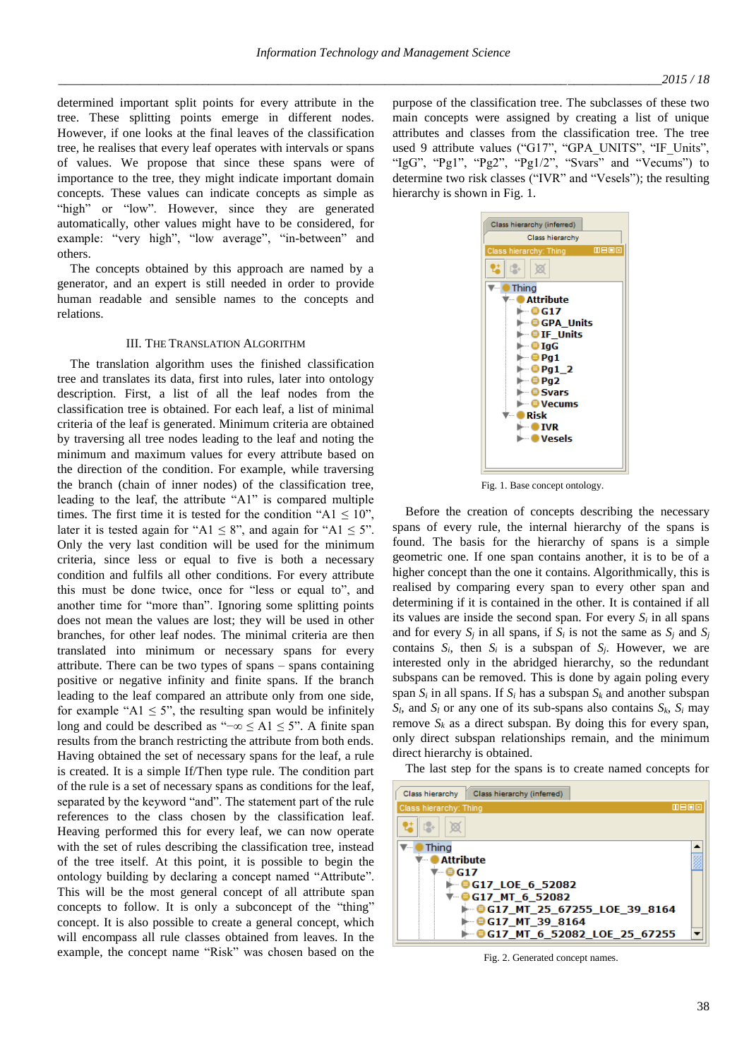determined important split points for every attribute in the tree. These splitting points emerge in different nodes. However, if one looks at the final leaves of the classification tree, he realises that every leaf operates with intervals or spans of values. We propose that since these spans were of importance to the tree, they might indicate important domain concepts. These values can indicate concepts as simple as "high" or "low". However, since they are generated automatically, other values might have to be considered, for example: "very high", "low average", "in-between" and others.

The concepts obtained by this approach are named by a generator, and an expert is still needed in order to provide human readable and sensible names to the concepts and relations.

## III. The Translation Algorithm

The translation algorithm uses the finished classification tree and translates its data, first into rules, later into ontology description. First, a list of all the leaf nodes from the classification tree is obtained. For each leaf, a list of minimal criteria of the leaf is generated. Minimum criteria are obtained by traversing all tree nodes leading to the leaf and noting the minimum and maximum values for every attribute based on the direction of the condition. For example, while traversing the branch (chain of inner nodes) of the classification tree, leading to the leaf, the attribute "A1" is compared multiple times. The first time it is tested for the condition "$A1 \leq 10$", later it is tested again for "$A1 \leq 8$", and again for "$A1 \leq 5$". Only the very last condition will be used for the minimum criteria, since less or equal to five is both a necessary condition and fulfils all other conditions. For every attribute this must be done twice, once for "less or equal to", and another time for "more than". Ignoring some splitting points does not mean the values are lost; they will be used in other branches, for other leaf nodes. The minimal criteria are then translated into minimum or necessary spans for every attribute. There can be two types of spans – spans containing positive or negative infinity and finite spans. If the branch leading to the leaf compared an attribute only from one side, for example "$A1 \leq 5$", the resulting span would be infinitely long and could be described as "$-\infty \leq A1 \leq 5$". A finite span results from the branch restricting the attribute from both ends. Having obtained the set of necessary spans for the leaf, a rule is created. It is a simple If/Then type rule. The condition part of the rule is a set of necessary spans as conditions for the leaf, separated by the keyword "and". The statement part of the rule references to the class chosen by the classification leaf. Heaving performed this for every leaf, we can now operate with the set of rules describing the classification tree, instead of the tree itself. At this point, it is possible to begin the ontology building by declaring a concept named "Attribute". This will be the most general concept of all attribute span concepts to follow. It is only a subconcept of the "thing" concept. It is also possible to create a general concept, which will encompass all rule classes obtained from leaves. In the example, the concept name "Risk" was chosen based on the purpose of the classification tree. The subclasses of these two main concepts were assigned by creating a list of unique attributes and classes from the classification tree. The tree used 9 attribute values ("G17", "GPA_UNITS", "IF_Units", "IgG", "Pg1", "Pg2", "Pg1/2", "Svars" and "Vecums") to determine two risk classes ("IVR" and "Vesels"); the resulting hierarchy is shown in Fig. 1.

Class hierarchy (inferred)
Class hierarchy
Class hierarchy: Thing
Thing
Attribute
G17
GPA_Units
IF_Units
IgG
Pg1
Pg1_2
Pg2
Svars
Vecums
Risk
IVR
Vesels

Fig. 1. Base concept ontology.

Before the creation of concepts describing the necessary spans of every rule, the internal hierarchy of the spans is found. The basis for the hierarchy of spans is a simple geometric one. If one span contains another, it is to be of a higher concept than the one it contains. Algorithmically, this is realised by comparing every span to every other span and determining if it is contained in the other. It is contained if all its values are inside the second span. For every $S_i$ in all spans and for every $S_j$ in all spans, if $S_i$ is not the same as $S_j$ and $S_j$ contains $S_i$, then $S_i$ is a subspan of $S_j$. However, we are interested only in the abridged hierarchy, so the redundant subspans can be removed. This is done by again poling every span $S_i$ in all spans. If $S_i$ has a subspan $S_k$ and another subspan $S_l$, and $S_l$ or any one of its sub-spans also contains $S_k$, $S_i$ may remove $S_k$ as a direct subspan. By doing this for every span, only direct subspan relationships remain, and the minimum direct hierarchy is obtained.

The last step for the spans is to create named concepts for

Class hierarchy
Class hierarchy (inferred)
Class hierarchy: Thing
Thing
Attribute
G17
G17_LOE_6_52082
G17_MT_6_52082
G17_MT_25_67255_LOE_39_8164
G17_MT_39_8164
G17_MT_6_52082_LOE_25_67255

Fig. 2. Generated concept names.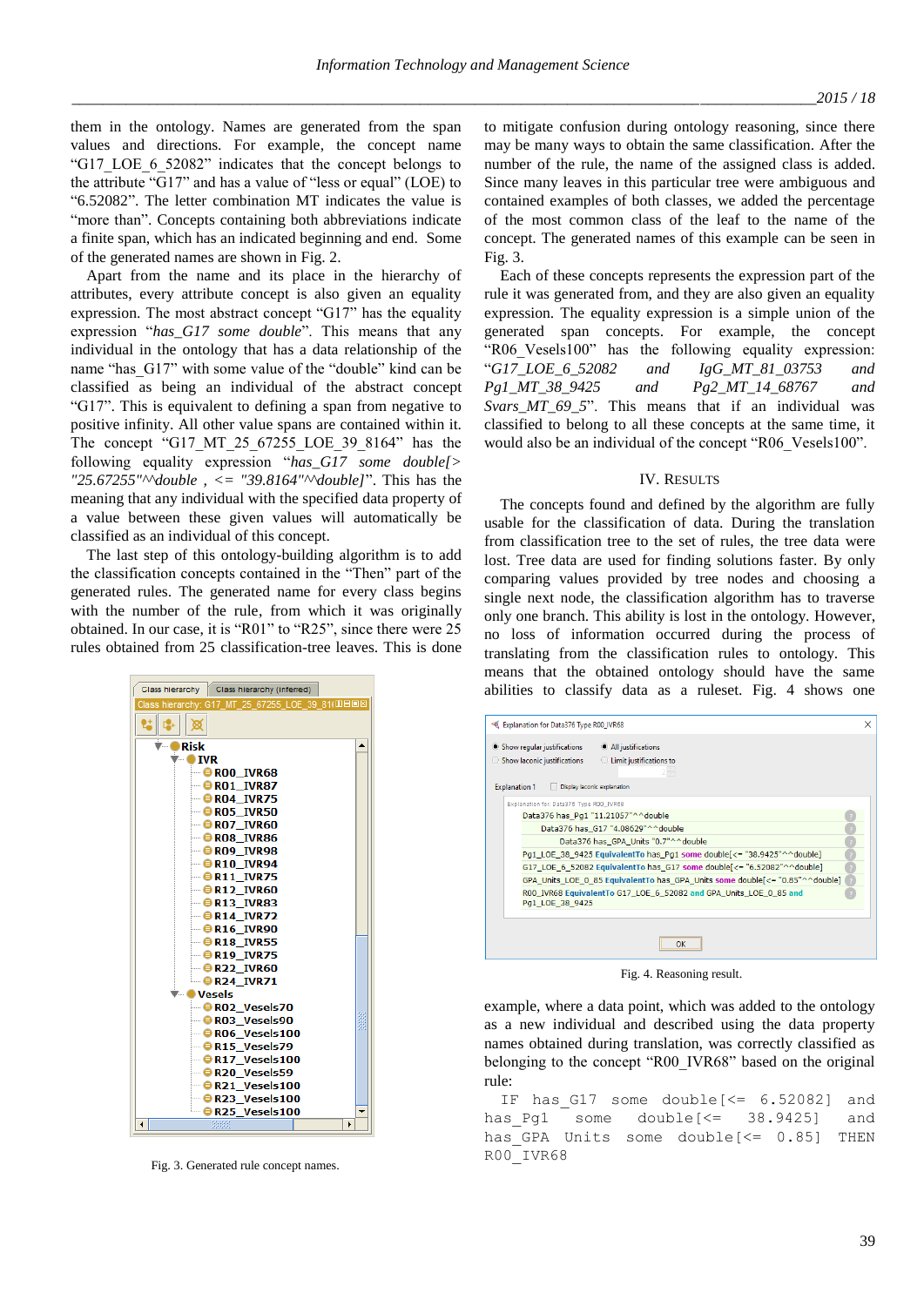them in the ontology. Names are generated from the span values and directions. For example, the concept name "G17_LOE_6_52082" indicates that the concept belongs to the attribute "G17" and has a value of "less or equal" (LOE) to "6.52082". The letter combination MT indicates the value is "more than". Concepts containing both abbreviations indicate a finite span, which has an indicated beginning and end. Some of the generated names are shown in Fig. 2.

Apart from the name and its place in the hierarchy of attributes, every attribute concept is also given an equality expression. The most abstract concept "G17" has the equality expression "*has_G17 some double*". This means that any individual in the ontology that has a data relationship of the name "has_G17" with some value of the "double" kind can be classified as being an individual of the abstract concept "G17". This is equivalent to defining a span from negative to positive infinity. All other value spans are contained within it. The concept "G17_MT_25_67255_LOE_39_8164" has the following equality expression "*has_G17 some double[> "25.67255"^^double , <= "39.8164"^^double]*". This has the meaning that any individual with the specified data property of a value between these given values will automatically be classified as an individual of this concept.

The last step of this ontology-building algorithm is to add the classification concepts contained in the "Then" part of the generated rules. The generated name for every class begins with the number of the rule, from which it was originally obtained. In our case, it is "R01" to "R25", since there were 25 rules obtained from 25 classification-tree leaves. This is done to mitigate confusion during ontology reasoning, since there may be many ways to obtain the same classification. After the number of the rule, the name of the assigned class is added. Since many leaves in this particular tree were ambiguous and contained examples of both classes, we added the percentage of the most common class of the leaf to the name of the concept. The generated names of this example can be seen in Fig. 3.

Fig. 3. Generated rule concept names.

Each of these concepts represents the expression part of the rule it was generated from, and they are also given an equality expression. The equality expression is a simple union of the generated span concepts. For example, the concept "R06_Vesels100" has the following equality expression: "*G17_LOE_6_52082 and IgG_MT_81_03753 and Pg1_MT_38_9425 and Pg2_MT_14_68767 and Svars_MT_69_5*". This means that if an individual was classified to belong to all these concepts at the same time, it would also be an individual of the concept "R06_Vesels100".

## IV. Results

The concepts found and defined by the algorithm are fully usable for the classification of data. During the translation from classification tree to the set of rules, the tree data were lost. Tree data are used for finding solutions faster. By only comparing values provided by tree nodes and choosing a single next node, the classification algorithm has to traverse only one branch. This ability is lost in the ontology. However, no loss of information occurred during the process of translating from the classification rules to ontology. This means that the obtained ontology should have the same abilities to classify data as a ruleset. Fig. 4 shows one example, where a data point, which was added to the ontology as a new individual and described using the data property names obtained during translation, was correctly classified as belonging to the concept "R00_IVR68" based on the original rule:

```
IF has_G17 some double[<= 6.52082] and
has_Pg1 some double[<= 38.9425] and
has_GPA Units some double[<= 0.85] THEN
R00_IVR68
```

Fig. 4. Reasoning result.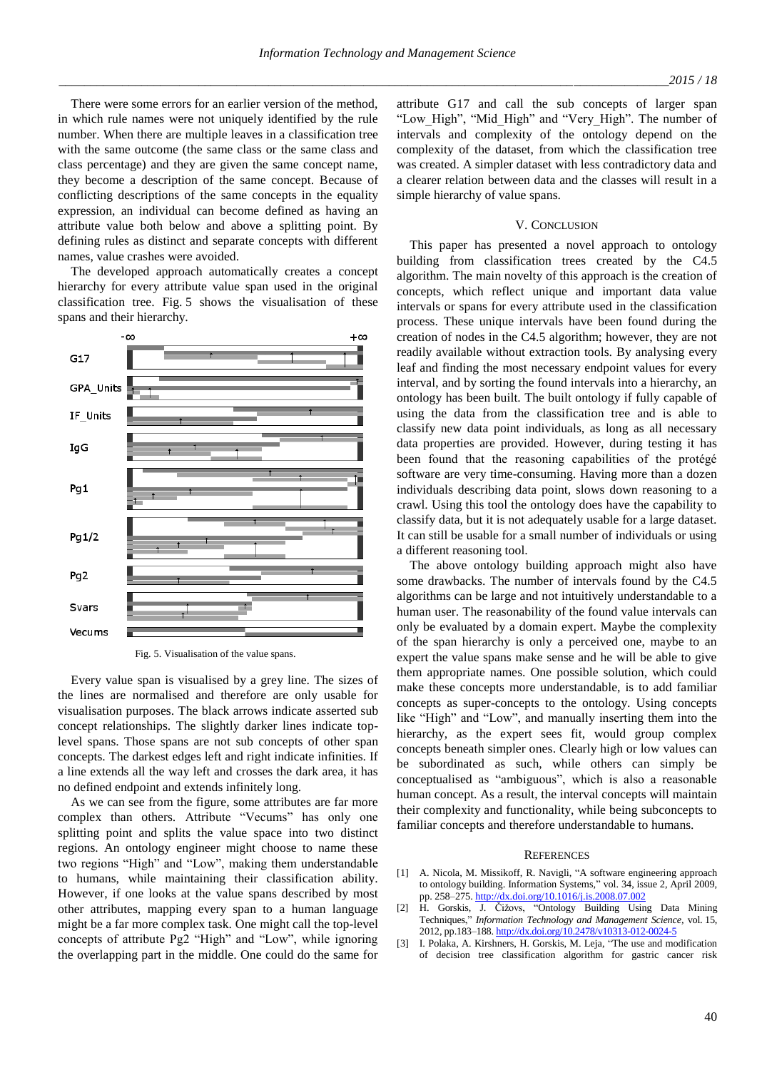There were some errors for an earlier version of the method, in which rule names were not uniquely identified by the rule number. When there are multiple leaves in a classification tree with the same outcome (the same class or the same class and class percentage) and they are given the same concept name, they become a description of the same concept. Because of conflicting descriptions of the same concepts in the equality expression, an individual can become defined as having an attribute value both below and above a splitting point. By defining rules as distinct and separate concepts with different names, value crashes were avoided.

The developed approach automatically creates a concept hierarchy for every attribute value span used in the original classification tree. Fig. 5 shows the visualisation of these spans and their hierarchy.

-∞ +∞

G17

GPA_Units

IF_Units

IgG

Pg1

Pg1/2

Pg2

Svars

Vecums

Fig. 5. Visualisation of the value spans.

Every value span is visualised by a grey line. The sizes of the lines are normalised and therefore are only usable for visualisation purposes. The black arrows indicate asserted sub concept relationships. The slightly darker lines indicate top-level spans. Those spans are not sub concepts of other span concepts. The darkest edges left and right indicate infinities. If a line extends all the way left and crosses the dark area, it has no defined endpoint and extends infinitely long.

As we can see from the figure, some attributes are far more complex than others. Attribute "Vecums" has only one splitting point and splits the value space into two distinct regions. An ontology engineer might choose to name these two regions "High" and "Low", making them understandable to humans, while maintaining their classification ability. However, if one looks at the value spans described by most other attributes, mapping every span to a human language might be a far more complex task. One might call the top-level concepts of attribute Pg2 "High" and "Low", while ignoring the overlapping part in the middle. One could do the same for attribute G17 and call the sub concepts of larger span "Low_High", "Mid_High" and "Very_High". The number of intervals and complexity of the ontology depend on the complexity of the dataset, from which the classification tree was created. A simpler dataset with less contradictory data and a clearer relation between data and the classes will result in a simple hierarchy of value spans.

## V. Conclusion

This paper has presented a novel approach to ontology building from classification trees created by the C4.5 algorithm. The main novelty of this approach is the creation of concepts, which reflect unique and important data value intervals or spans for every attribute used in the classification process. These unique intervals have been found during the creation of nodes in the C4.5 algorithm; however, they are not readily available without extraction tools. By analysing every leaf and finding the most necessary endpoint values for every interval, and by sorting the found intervals into a hierarchy, an ontology has been built. The built ontology if fully capable of using the data from the classification tree and is able to classify new data point individuals, as long as all necessary data properties are provided. However, during testing it has been found that the reasoning capabilities of the protégé software are very time-consuming. Having more than a dozen individuals describing data point, slows down reasoning to a crawl. Using this tool the ontology does have the capability to classify data, but it is not adequately usable for a large dataset. It can still be usable for a small number of individuals or using a different reasoning tool.

The above ontology building approach might also have some drawbacks. The number of intervals found by the C4.5 algorithms can be large and not intuitively understandable to a human user. The reasonability of the found value intervals can only be evaluated by a domain expert. Maybe the complexity of the span hierarchy is only a perceived one, maybe to an expert the value spans make sense and he will be able to give them appropriate names. One possible solution, which could make these concepts more understandable, is to add familiar concepts as super-concepts to the ontology. Using concepts like "High" and "Low", and manually inserting them into the hierarchy, as the expert sees fit, would group complex concepts beneath simpler ones. Clearly high or low values can be subordinated as such, while others can simply be conceptualised as "ambiguous", which is also a reasonable human concept. As a result, the interval concepts will maintain their complexity and functionality, while being subconcepts to familiar concepts and therefore understandable to humans.

## References

[1] A. Nicola, M. Missikoff, R. Navigli, "A software engineering approach to ontology building. Information Systems," vol. 34, issue 2, April 2009, pp. 258–275. http://dx.doi.org/10.1016/j.is.2008.07.002

[2] H. Gorskis, J. Čižovs, "Ontology Building Using Data Mining Techniques," *Information Technology and Management Science*, vol. 15, 2012, pp.183–188. http://dx.doi.org/10.2478/v10313-012-0024-5

[3] I. Polaka, A. Kirshners, H. Gorskis, M. Leja, "The use and modification of decision tree classification algorithm for gastric cancer risk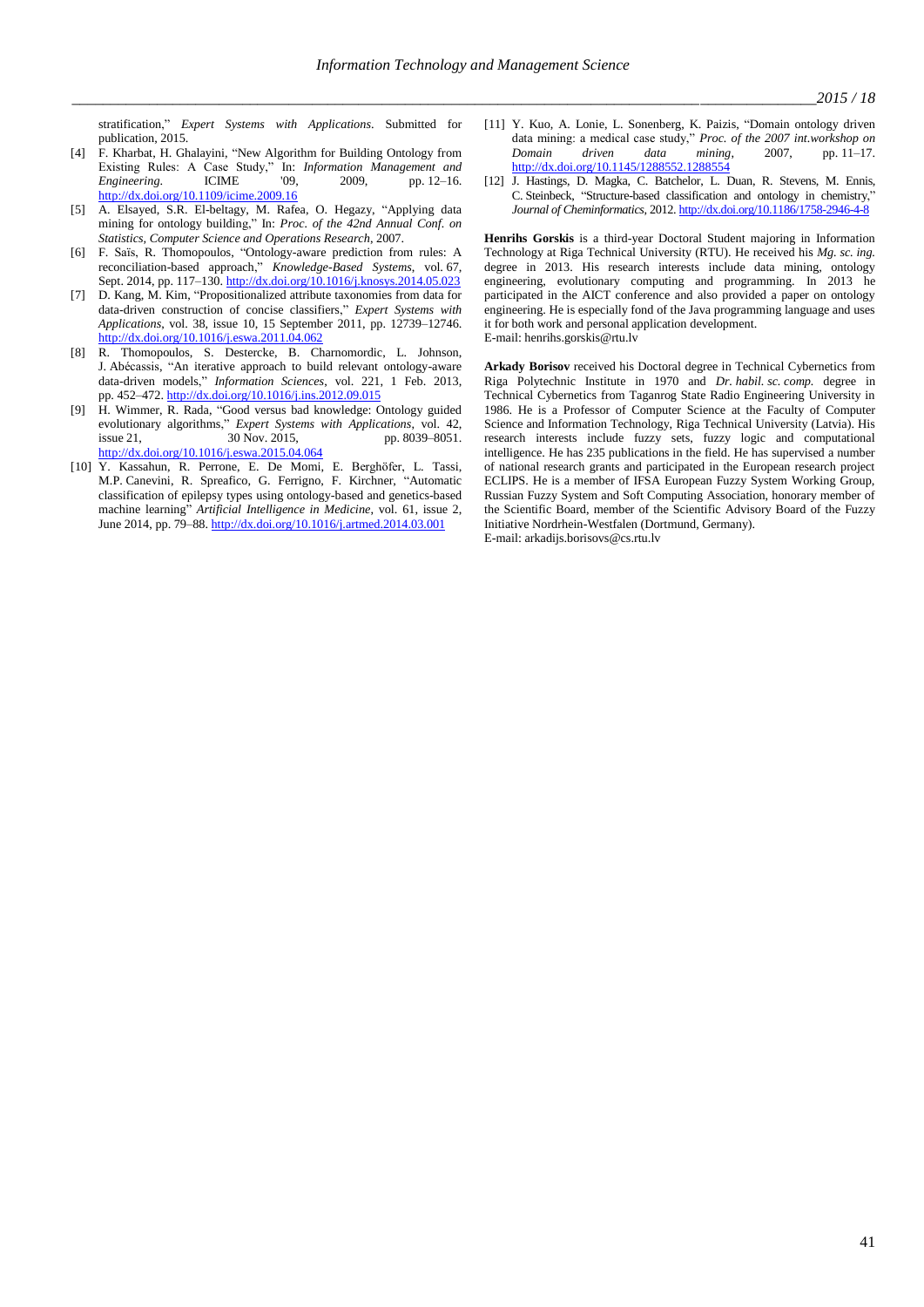stratification," *Expert Systems with Applications*. Submitted for publication, 2015.

[4] F. Kharbat, H. Ghalayini, "New Algorithm for Building Ontology from Existing Rules: A Case Study," In: *Information Management and Engineering*. ICIME '09, 2009, pp. 12–16. http://dx.doi.org/10.1109/icime.2009.16

[5] A. Elsayed, S.R. El-beltagy, M. Rafea, O. Hegazy, "Applying data mining for ontology building," In: *Proc. of the 42nd Annual Conf. on Statistics, Computer Science and Operations Research*, 2007.

[6] F. Saïs, R. Thomopoulos, "Ontology-aware prediction from rules: A reconciliation-based approach," *Knowledge-Based Systems*, vol. 67, Sept. 2014, pp. 117–130. http://dx.doi.org/10.1016/j.knosys.2014.05.023

[7] D. Kang, M. Kim, "Propositionalized attribute taxonomies from data for data-driven construction of concise classifiers," *Expert Systems with Applications*, vol. 38, issue 10, 15 September 2011, pp. 12739–12746. http://dx.doi.org/10.1016/j.eswa.2011.04.062

[8] R. Thomopoulos, S. Destercke, B. Charnomordic, L. Johnson, J. Abécassis, "An iterative approach to build relevant ontology-aware data-driven models," *Information Sciences*, vol. 221, 1 Feb. 2013, pp. 452–472. http://dx.doi.org/10.1016/j.ins.2012.09.015

[9] H. Wimmer, R. Rada, "Good versus bad knowledge: Ontology guided evolutionary algorithms," *Expert Systems with Applications*, vol. 42, issue 21, 30 Nov. 2015, pp. 8039–8051. http://dx.doi.org/10.1016/j.eswa.2015.04.064

[10] Y. Kassahun, R. Perrone, E. De Momi, E. Berghöfer, L. Tassi, M.P. Canevini, R. Spreafico, G. Ferrigno, F. Kirchner, "Automatic classification of epilepsy types using ontology-based and genetics-based machine learning" *Artificial Intelligence in Medicine*, vol. 61, issue 2, June 2014, pp. 79–88. http://dx.doi.org/10.1016/j.artmed.2014.03.001

[11] Y. Kuo, A. Lonie, L. Sonenberg, K. Paizis, "Domain ontology driven data mining: a medical case study," *Proc. of the 2007 int.workshop on Domain driven data mining*, 2007, pp. 11–17. http://dx.doi.org/10.1145/1288552.1288554

[12] J. Hastings, D. Magka, C. Batchelor, L. Duan, R. Stevens, M. Ennis, C. Steinbeck, "Structure-based classification and ontology in chemistry," *Journal of Cheminformatics*, 2012. http://dx.doi.org/10.1186/1758-2946-4-8

**Henrihs Gorskis** is a third-year Doctoral Student majoring in Information Technology at Riga Technical University (RTU). He received his *Mg. sc. ing.* degree in 2013. His research interests include data mining, ontology engineering, evolutionary computing and programming. In 2013 he participated in the AICT conference and also provided a paper on ontology engineering. He is especially fond of the Java programming language and uses it for both work and personal application development.
E-mail: henrihs.gorskis@rtu.lv

**Arkady Borisov** received his Doctoral degree in Technical Cybernetics from Riga Polytechnic Institute in 1970 and *Dr. habil. sc. comp.* degree in Technical Cybernetics from Taganrog State Radio Engineering University in 1986. He is a Professor of Computer Science at the Faculty of Computer Science and Information Technology, Riga Technical University (Latvia). His research interests include fuzzy sets, fuzzy logic and computational intelligence. He has 235 publications in the field. He has supervised a number of national research grants and participated in the European research project ECLIPS. He is a member of IFSA European Fuzzy System Working Group, Russian Fuzzy System and Soft Computing Association, honorary member of the Scientific Board, member of the Scientific Advisory Board of the Fuzzy Initiative Nordrhein-Westfalen (Dortmund, Germany).
E-mail: arkadijs.borisovs@cs.rtu.lv